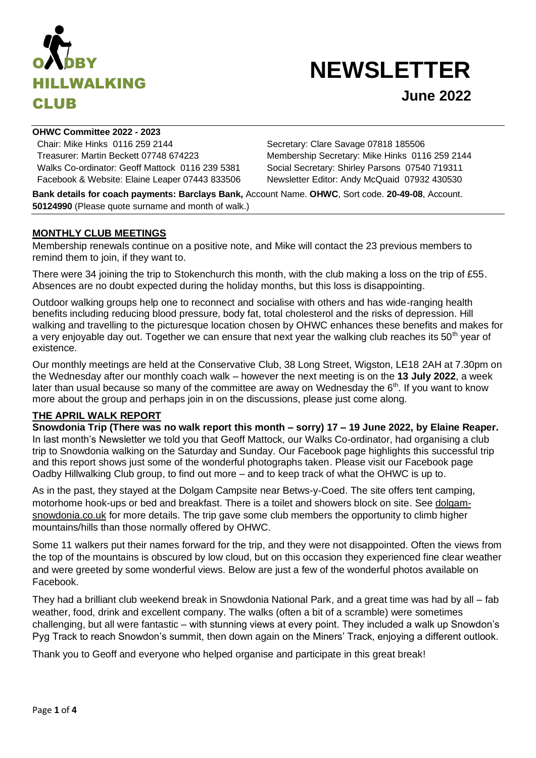# OADBY HILLWALKING CLUB

# NEWSLETTER

## June 2022

**OHWC Committee 2022 - 2023**

Chair: Mike Hinks 0116 259 2144
Treasurer: Martin Beckett 07748 674223
Walks Co-ordinator: Geoff Mattock 0116 239 5381
Facebook & Website: Elaine Leaper 07443 833506
Secretary: Clare Savage 07818 185506
Membership Secretary: Mike Hinks 0116 259 2144
Social Secretary: Shirley Parsons 07540 719311
Newsletter Editor: Andy McQuaid 07932 430530

**Bank details for coach payments: Barclays Bank,** Account Name. **OHWC**, Sort code. **20-49-08**, Account. **50124990** (Please quote surname and month of walk.)

## MONTHLY CLUB MEETINGS

Membership renewals continue on a positive note, and Mike will contact the 23 previous members to remind them to join, if they want to.

There were 34 joining the trip to Stokenchurch this month, with the club making a loss on the trip of £55. Absences are no doubt expected during the holiday months, but this loss is disappointing.

Outdoor walking groups help one to reconnect and socialise with others and has wide-ranging health benefits including reducing blood pressure, body fat, total cholesterol and the risks of depression. Hill walking and travelling to the picturesque location chosen by OHWC enhances these benefits and makes for a very enjoyable day out. Together we can ensure that next year the walking club reaches its 50th year of existence.

Our monthly meetings are held at the Conservative Club, 38 Long Street, Wigston, LE18 2AH at 7.30pm on the Wednesday after our monthly coach walk – however the next meeting is on the **13 July 2022**, a week later than usual because so many of the committee are away on Wednesday the 6th. If you want to know more about the group and perhaps join in on the discussions, please just come along.

## THE APRIL WALK REPORT

**Snowdonia Trip (There was no walk report this month – sorry) 17 – 19 June 2022, by Elaine Reaper.** In last month's Newsletter we told you that Geoff Mattock, our Walks Co-ordinator, had organising a club trip to Snowdonia walking on the Saturday and Sunday. Our Facebook page highlights this successful trip and this report shows just some of the wonderful photographs taken. Please visit our Facebook page Oadby Hillwalking Club group, to find out more – and to keep track of what the OHWC is up to.

As in the past, they stayed at the Dolgam Campsite near Betws-y-Coed. The site offers tent camping, motorhome hook-ups or bed and breakfast. There is a toilet and showers block on site. See dolgam-snowdonia.co.uk for more details. The trip gave some club members the opportunity to climb higher mountains/hills than those normally offered by OHWC.

Some 11 walkers put their names forward for the trip, and they were not disappointed. Often the views from the top of the mountains is obscured by low cloud, but on this occasion they experienced fine clear weather and were greeted by some wonderful views. Below are just a few of the wonderful photos available on Facebook.

They had a brilliant club weekend break in Snowdonia National Park, and a great time was had by all – fab weather, food, drink and excellent company. The walks (often a bit of a scramble) were sometimes challenging, but all were fantastic – with stunning views at every point. They included a walk up Snowdon's Pyg Track to reach Snowdon's summit, then down again on the Miners' Track, enjoying a different outlook.

Thank you to Geoff and everyone who helped organise and participate in this great break!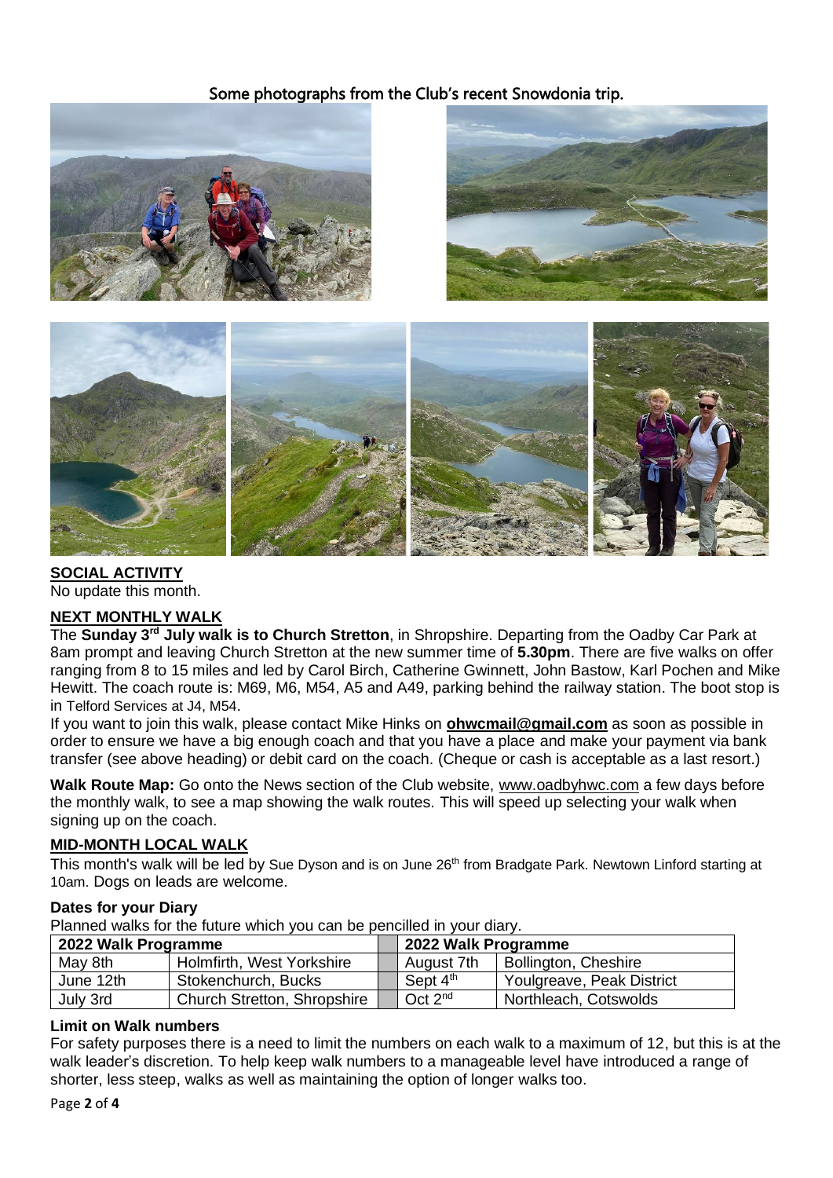Some photographs from the Club's recent Snowdonia trip.

**SOCIAL ACTIVITY**

No update this month.

**NEXT MONTHLY WALK**

The **Sunday 3rd July walk is to Church Stretton**, in Shropshire. Departing from the Oadby Car Park at 8am prompt and leaving Church Stretton at the new summer time of **5.30pm**. There are five walks on offer ranging from 8 to 15 miles and led by Carol Birch, Catherine Gwinnett, John Bastow, Karl Pochen and Mike Hewitt. The coach route is: M69, M6, M54, A5 and A49, parking behind the railway station. The boot stop is in Telford Services at J4, M54.

If you want to join this walk, please contact Mike Hinks on **ohwcmail@gmail.com** as soon as possible in order to ensure we have a big enough coach and that you have a place and make your payment via bank transfer (see above heading) or debit card on the coach. (Cheque or cash is acceptable as a last resort.)

**Walk Route Map:** Go onto the News section of the Club website, www.oadbyhwc.com a few days before the monthly walk, to see a map showing the walk routes. This will speed up selecting your walk when signing up on the coach.

**MID-MONTH LOCAL WALK**

This month's walk will be led by Sue Dyson and is on June 26th from Bradgate Park. Newtown Linford starting at 10am. Dogs on leads are welcome.

**Dates for your Diary**

Planned walks for the future which you can be pencilled in your diary.

| 2022 Walk Programme | | | 2022 Walk Programme | |
|---|---|---|---|---|
| May 8th | Holmfirth, West Yorkshire | | August 7th | Bollington, Cheshire |
| June 12th | Stokenchurch, Bucks | | Sept 4th | Youlgreave, Peak District |
| July 3rd | Church Stretton, Shropshire | | Oct 2nd | Northleach, Cotswolds |

**Limit on Walk numbers**

For safety purposes there is a need to limit the numbers on each walk to a maximum of 12, but this is at the walk leader's discretion. To help keep walk numbers to a manageable level have introduced a range of shorter, less steep, walks as well as maintaining the option of longer walks too.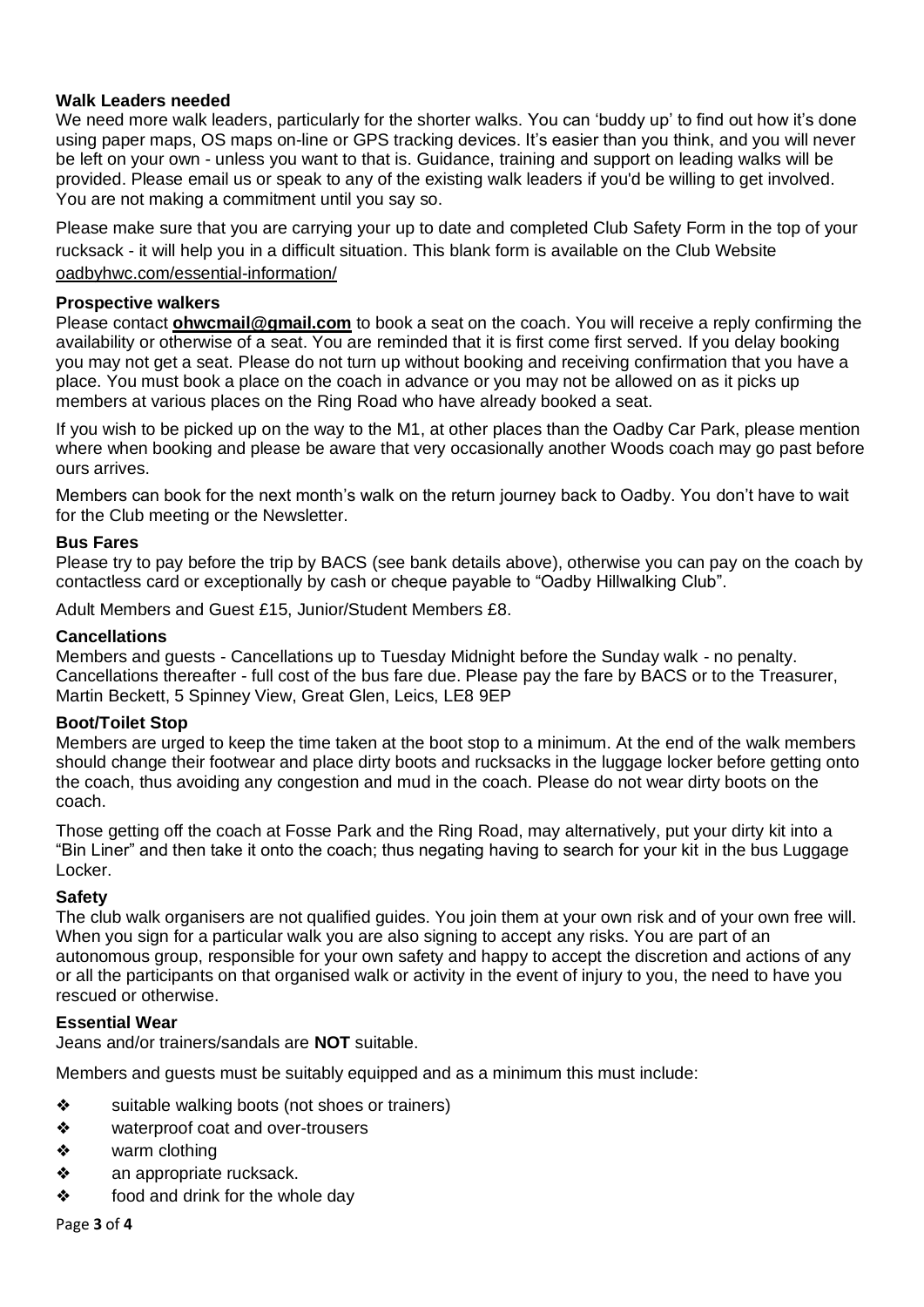### Walk Leaders needed

We need more walk leaders, particularly for the shorter walks. You can 'buddy up' to find out how it's done using paper maps, OS maps on-line or GPS tracking devices. It's easier than you think, and you will never be left on your own - unless you want to that is. Guidance, training and support on leading walks will be provided. Please email us or speak to any of the existing walk leaders if you'd be willing to get involved. You are not making a commitment until you say so.

Please make sure that you are carrying your up to date and completed Club Safety Form in the top of your rucksack - it will help you in a difficult situation. This blank form is available on the Club Website oadbyhwc.com/essential-information/

### Prospective walkers

Please contact **ohwcmail@gmail.com** to book a seat on the coach. You will receive a reply confirming the availability or otherwise of a seat. You are reminded that it is first come first served. If you delay booking you may not get a seat. Please do not turn up without booking and receiving confirmation that you have a place. You must book a place on the coach in advance or you may not be allowed on as it picks up members at various places on the Ring Road who have already booked a seat.

If you wish to be picked up on the way to the M1, at other places than the Oadby Car Park, please mention where when booking and please be aware that very occasionally another Woods coach may go past before ours arrives.

Members can book for the next month's walk on the return journey back to Oadby. You don't have to wait for the Club meeting or the Newsletter.

### Bus Fares

Please try to pay before the trip by BACS (see bank details above), otherwise you can pay on the coach by contactless card or exceptionally by cash or cheque payable to "Oadby Hillwalking Club".

Adult Members and Guest £15, Junior/Student Members £8.

### Cancellations

Members and guests - Cancellations up to Tuesday Midnight before the Sunday walk - no penalty. Cancellations thereafter - full cost of the bus fare due. Please pay the fare by BACS or to the Treasurer, Martin Beckett, 5 Spinney View, Great Glen, Leics, LE8 9EP

### Boot/Toilet Stop

Members are urged to keep the time taken at the boot stop to a minimum. At the end of the walk members should change their footwear and place dirty boots and rucksacks in the luggage locker before getting onto the coach, thus avoiding any congestion and mud in the coach. Please do not wear dirty boots on the coach.

Those getting off the coach at Fosse Park and the Ring Road, may alternatively, put your dirty kit into a "Bin Liner" and then take it onto the coach; thus negating having to search for your kit in the bus Luggage Locker.

### Safety

The club walk organisers are not qualified guides. You join them at your own risk and of your own free will. When you sign for a particular walk you are also signing to accept any risks. You are part of an autonomous group, responsible for your own safety and happy to accept the discretion and actions of any or all the participants on that organised walk or activity in the event of injury to you, the need to have you rescued or otherwise.

### Essential Wear

Jeans and/or trainers/sandals are **NOT** suitable.

Members and guests must be suitably equipped and as a minimum this must include:

- suitable walking boots (not shoes or trainers)
- waterproof coat and over-trousers
- warm clothing
- an appropriate rucksack.
- food and drink for the whole day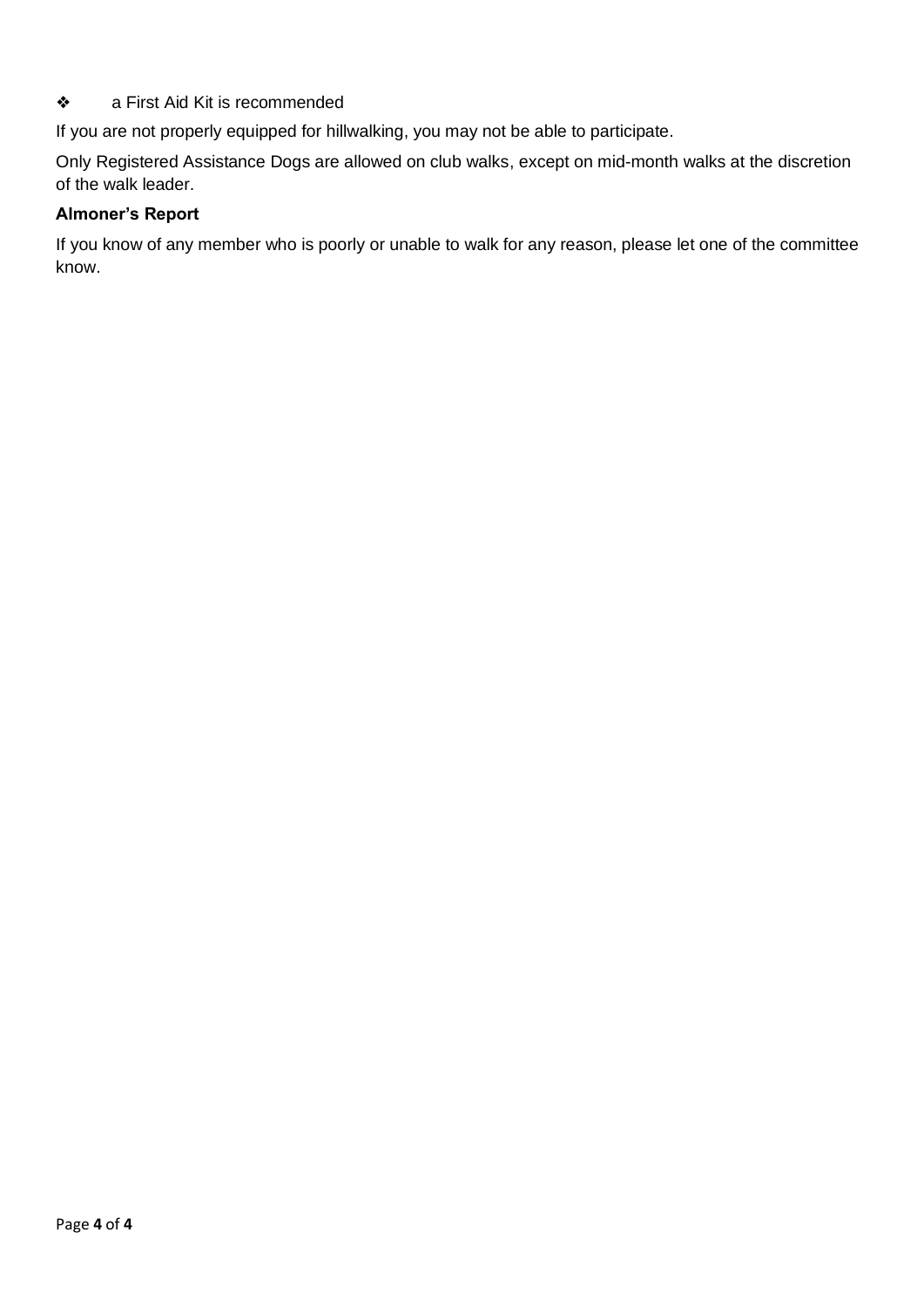- a First Aid Kit is recommended

If you are not properly equipped for hillwalking, you may not be able to participate.

Only Registered Assistance Dogs are allowed on club walks, except on mid-month walks at the discretion of the walk leader.

**Almoner's Report**

If you know of any member who is poorly or unable to walk for any reason, please let one of the committee know.